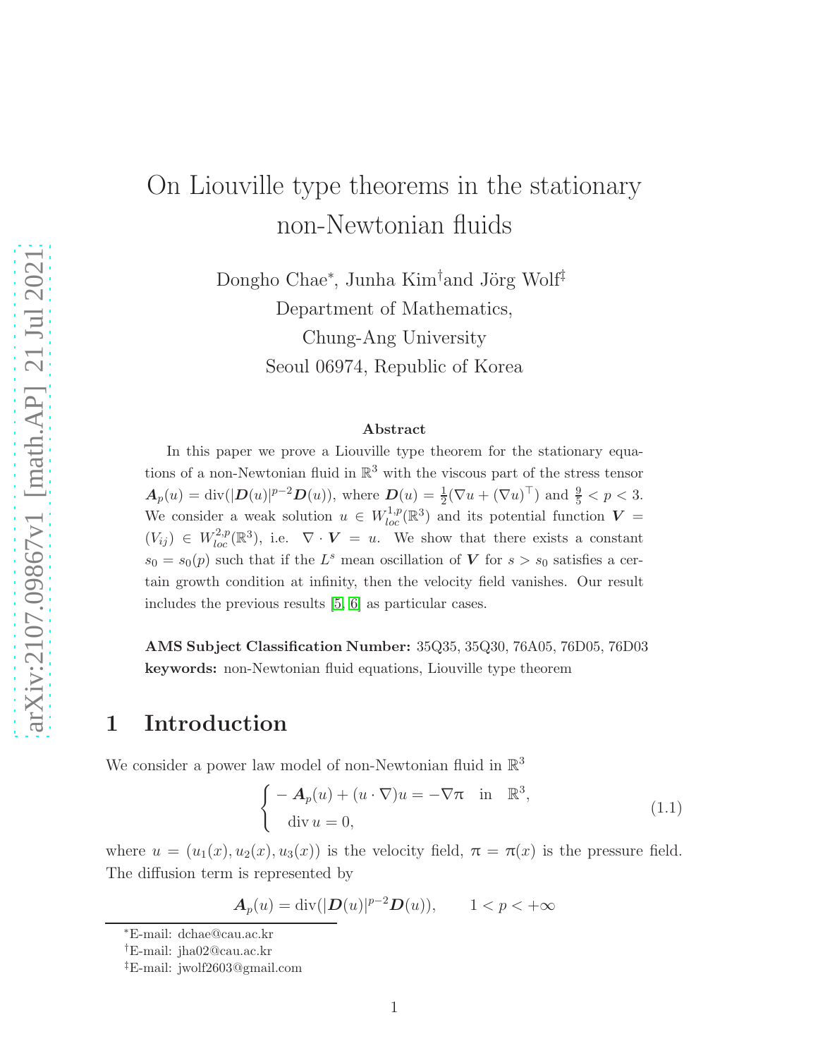# On Liouville type theorems in the stationary non-Newtonian fluids

Dongho Chae[*], Junha Kim[†] and Jörg Wolf[‡]

Department of Mathematics,
Chung-Ang University
Seoul 06974, Republic of Korea

### Abstract

In this paper we prove a Liouville type theorem for the stationary equations of a non-Newtonian fluid in $\mathbb{R}^3$ with the viscous part of the stress tensor $\boldsymbol{A}_p(u) = \operatorname{div}(|\boldsymbol{D}(u)|^{p-2}\boldsymbol{D}(u))$, where $\boldsymbol{D}(u) = \frac{1}{2}(\nabla u + (\nabla u)^\top)$ and $\frac{9}{5} < p < 3$. We consider a weak solution $u \in W^{1,p}_{loc}(\mathbb{R}^3)$ and its potential function $\boldsymbol{V} = (V_{ij}) \in W^{2,p}_{loc}(\mathbb{R}^3)$, i.e. $\nabla \cdot \boldsymbol{V} = u$. We show that there exists a constant $s_0 = s_0(p)$ such that if the $L^s$ mean oscillation of $\boldsymbol{V}$ for $s > s_0$ satisfies a certain growth condition at infinity, then the velocity field vanishes. Our result includes the previous results [5, 6] as particular cases.

**AMS Subject Classification Number:** 35Q35, 35Q30, 76A05, 76D05, 76D03
**keywords:** non-Newtonian fluid equations, Liouville type theorem

## 1 Introduction

We consider a power law model of non-Newtonian fluid in $\mathbb{R}^3$

$$\begin{cases} -\boldsymbol{A}_p(u) + (u \cdot \nabla)u = -\nabla \pi \quad \text{in} \quad \mathbb{R}^3, \\ \operatorname{div} u = 0, \end{cases} \tag{1.1}$$

where $u = (u_1(x), u_2(x), u_3(x))$ is the velocity field, $\pi = \pi(x)$ is the pressure field. The diffusion term is represented by

$$\boldsymbol{A}_p(u) = \operatorname{div}(|\boldsymbol{D}(u)|^{p-2}\boldsymbol{D}(u)), \qquad 1 < p < +\infty$$

[*]E-mail: dchae@cau.ac.kr
[†]E-mail: jha02@cau.ac.kr
[‡]E-mail: jwolf2603@gmail.com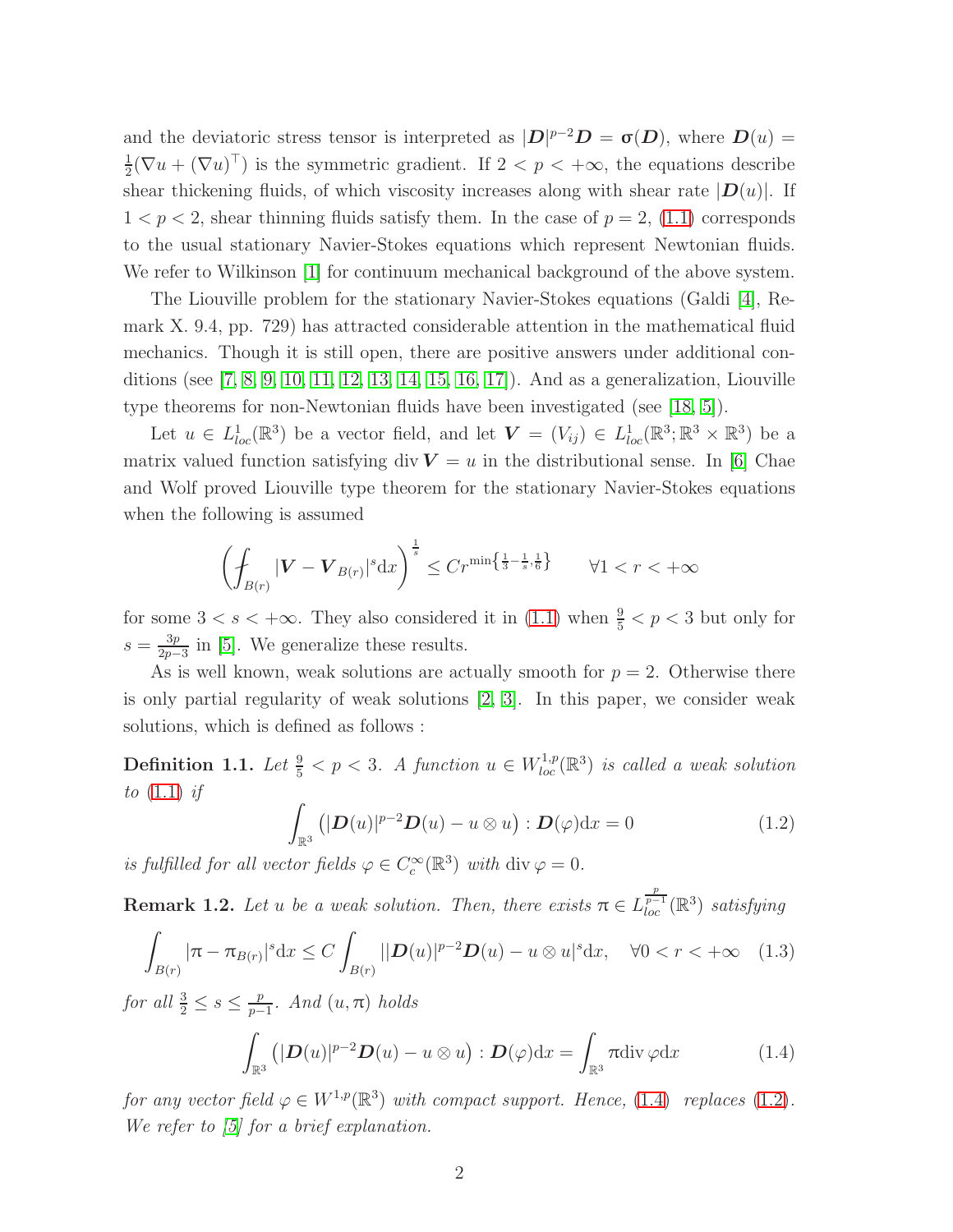and the deviatoric stress tensor is interpreted as $|\boldsymbol{D}|^{p-2}\boldsymbol{D} = \boldsymbol{\sigma}(\boldsymbol{D})$, where $\boldsymbol{D}(u) = \frac{1}{2}(\nabla u + (\nabla u)^\top)$ is the symmetric gradient. If $2 < p < +\infty$, the equations describe shear thickening fluids, of which viscosity increases along with shear rate $|\boldsymbol{D}(u)|$. If $1 < p < 2$, shear thinning fluids satisfy them. In the case of $p = 2$, (1.1) corresponds to the usual stationary Navier-Stokes equations which represent Newtonian fluids. We refer to Wilkinson [1] for continuum mechanical background of the above system.

The Liouville problem for the stationary Navier-Stokes equations (Galdi [4], Remark X. 9.4, pp. 729) has attracted considerable attention in the mathematical fluid mechanics. Though it is still open, there are positive answers under additional conditions (see [7, 8, 9, 10, 11, 12, 13, 14, 15, 16, 17]). And as a generalization, Liouville type theorems for non-Newtonian fluids have been investigated (see [18, 5]).

Let $u \in L^1_{loc}(\mathbb{R}^3)$ be a vector field, and let $\boldsymbol{V} = (V_{ij}) \in L^1_{loc}(\mathbb{R}^3; \mathbb{R}^3 \times \mathbb{R}^3)$ be a matrix valued function satisfying $\operatorname{div} \boldsymbol{V} = u$ in the distributional sense. In [6] Chae and Wolf proved Liouville type theorem for the stationary Navier-Stokes equations when the following is assumed

$$\left( \fint_{B(r)} |\boldsymbol{V} - \boldsymbol{V}_{B(r)}|^s \mathrm{d}x \right)^{\frac{1}{s}} \leq C r^{\min\left\{\frac{1}{3} - \frac{1}{s}, \frac{1}{6}\right\}} \qquad \forall 1 < r < +\infty$$

for some $3 < s < +\infty$. They also considered it in (1.1) when $\frac{9}{5} < p < 3$ but only for $s = \frac{3p}{2p-3}$ in [5]. We generalize these results.

As is well known, weak solutions are actually smooth for $p = 2$. Otherwise there is only partial regularity of weak solutions [2, 3]. In this paper, we consider weak solutions, which is defined as follows :

**Definition 1.1.** *Let $\frac{9}{5} < p < 3$. A function $u \in W^{1,p}_{loc}(\mathbb{R}^3)$ is called a weak solution to (1.1) if*

$$\int_{\mathbb{R}^3} \left( |\boldsymbol{D}(u)|^{p-2}\boldsymbol{D}(u) - u \otimes u \right) : \boldsymbol{D}(\varphi) \mathrm{d}x = 0 \tag{1.2}$$

*is fulfilled for all vector fields $\varphi \in C^\infty_c(\mathbb{R}^3)$ with $\operatorname{div} \varphi = 0$.*

**Remark 1.2.** *Let $u$ be a weak solution. Then, there exists $\pi \in L^{\frac{p}{p-1}}_{loc}(\mathbb{R}^3)$ satisfying*

$$\int_{B(r)} |\pi - \pi_{B(r)}|^s \mathrm{d}x \leq C \int_{B(r)} \left| |\boldsymbol{D}(u)|^{p-2}\boldsymbol{D}(u) - u \otimes u \right|^s \mathrm{d}x, \quad \forall 0 < r < +\infty \tag{1.3}$$

*for all $\frac{3}{2} \leq s \leq \frac{p}{p-1}$. And $(u, \pi)$ holds*

$$\int_{\mathbb{R}^3} \left( |\boldsymbol{D}(u)|^{p-2}\boldsymbol{D}(u) - u \otimes u \right) : \boldsymbol{D}(\varphi) \mathrm{d}x = \int_{\mathbb{R}^3} \pi \operatorname{div} \varphi \mathrm{d}x \tag{1.4}$$

*for any vector field $\varphi \in W^{1,p}(\mathbb{R}^3)$ with compact support. Hence, (1.4) replaces (1.2). We refer to [5] for a brief explanation.*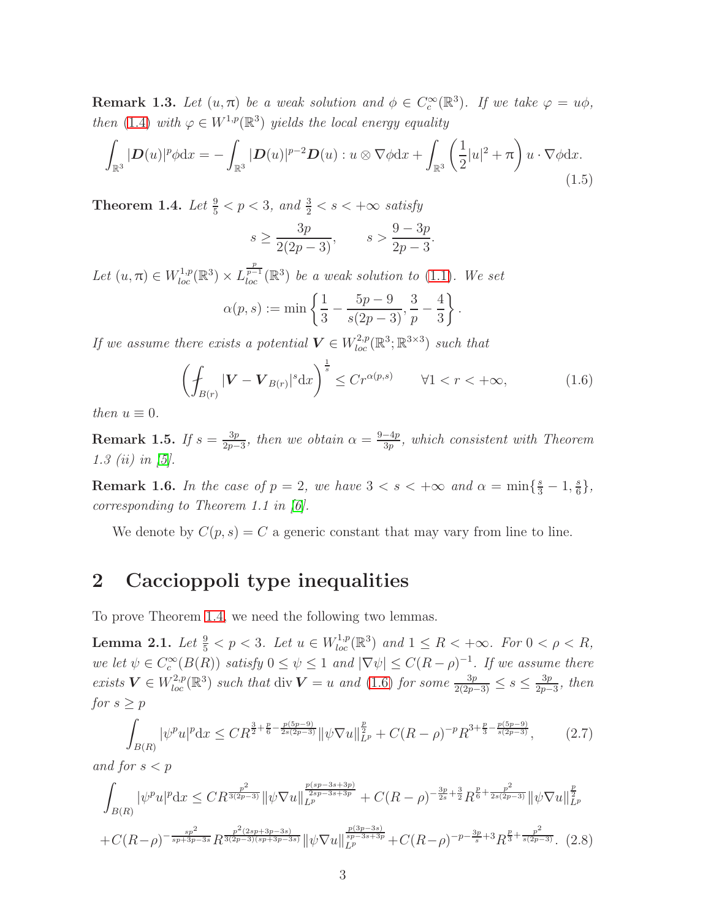**Remark 1.3.** *Let $(u, \pi)$ be a weak solution and $\phi \in C_c^\infty(\mathbb{R}^3)$. If we take $\varphi = u\phi$, then (1.4) with $\varphi \in W^{1,p}(\mathbb{R}^3)$ yields the local energy equality*

$$\int_{\mathbb{R}^3} |\boldsymbol{D}(u)|^p \phi \mathrm{d}x = -\int_{\mathbb{R}^3} |\boldsymbol{D}(u)|^{p-2}\boldsymbol{D}(u) : u \otimes \nabla\phi \mathrm{d}x + \int_{\mathbb{R}^3} \left(\frac{1}{2}|u|^2 + \pi\right) u \cdot \nabla\phi \mathrm{d}x. \tag{1.5}$$

**Theorem 1.4.** *Let $\frac{9}{5} < p < 3$, and $\frac{3}{2} < s < +\infty$ satisfy*

$$s \geq \frac{3p}{2(2p-3)}, \qquad s > \frac{9-3p}{2p-3}.$$

*Let $(u, \pi) \in W^{1,p}_{loc}(\mathbb{R}^3) \times L^{\frac{p}{p-1}}_{loc}(\mathbb{R}^3)$ be a weak solution to (1.1). We set*

$$\alpha(p, s) := \min\left\{\frac{1}{3} - \frac{5p-9}{s(2p-3)}, \frac{3}{p} - \frac{4}{3}\right\}.$$

*If we assume there exists a potential $\boldsymbol{V} \in W^{2,p}_{loc}(\mathbb{R}^3; \mathbb{R}^{3\times 3})$ such that*

$$\left(\fint_{B(r)} |\boldsymbol{V} - \boldsymbol{V}_{B(r)}|^s \mathrm{d}x\right)^{\frac{1}{s}} \leq C r^{\alpha(p,s)} \qquad \forall 1 < r < +\infty, \tag{1.6}$$

*then $u \equiv 0$.*

**Remark 1.5.** *If $s = \frac{3p}{2p-3}$, then we obtain $\alpha = \frac{9-4p}{3p}$, which consistent with Theorem 1.3 (ii) in [5].*

**Remark 1.6.** *In the case of $p = 2$, we have $3 < s < +\infty$ and $\alpha = \min\{\frac{s}{3} - 1, \frac{s}{6}\}$, corresponding to Theorem 1.1 in [6].*

We denote by $C(p, s) = C$ a generic constant that may vary from line to line.

## 2 Caccioppoli type inequalities

To prove Theorem 1.4, we need the following two lemmas.

**Lemma 2.1.** *Let $\frac{9}{5} < p < 3$. Let $u \in W^{1,p}_{loc}(\mathbb{R}^3)$ and $1 \leq R < +\infty$. For $0 < \rho < R$, we let $\psi \in C_c^\infty(B(R))$ satisfy $0 \leq \psi \leq 1$ and $|\nabla\psi| \leq C(R-\rho)^{-1}$. If we assume there exists $\boldsymbol{V} \in W^{2,p}_{loc}(\mathbb{R}^3)$ such that $\operatorname{div} \boldsymbol{V} = u$ and (1.6) for some $\frac{3p}{2(2p-3)} \leq s \leq \frac{3p}{2p-3}$, then for $s \geq p$*

$$\int_{B(R)} |\psi^p u|^p \mathrm{d}x \leq C R^{\frac{3}{2} + \frac{p}{6} - \frac{p(5p-9)}{2s(2p-3)}} \|\psi\nabla u\|_{L^p}^{\frac{p}{2}} + C(R-\rho)^{-p} R^{3 + \frac{p}{3} - \frac{p(5p-9)}{s(2p-3)}}, \tag{2.7}$$

*and for $s < p$*

$$\begin{aligned}
\int_{B(R)} |\psi^p u|^p \mathrm{d}x &\leq C R^{\frac{p^2}{3(2p-3)}} \|\psi\nabla u\|_{L^p}^{\frac{p(sp-3s+3p)}{2sp-3s+3p}} + C(R-\rho)^{-\frac{3p}{2s} + \frac{3}{2}} R^{\frac{p}{6} + \frac{p^2}{2s(2p-3)}} \|\psi\nabla u\|_{L^p}^{\frac{p}{2}} \\
&+ C(R-\rho)^{-\frac{sp^2}{sp+3p-3s}} R^{\frac{p^2(2sp+3p-3s)}{3(2p-3)(sp+3p-3s)}} \|\psi\nabla u\|_{L^p}^{\frac{p(3p-3s)}{sp-3s+3p}} + C(R-\rho)^{-p-\frac{3p}{s}+3} R^{\frac{p}{3} + \frac{p^2}{s(2p-3)}}. \quad (2.8)
\end{aligned}$$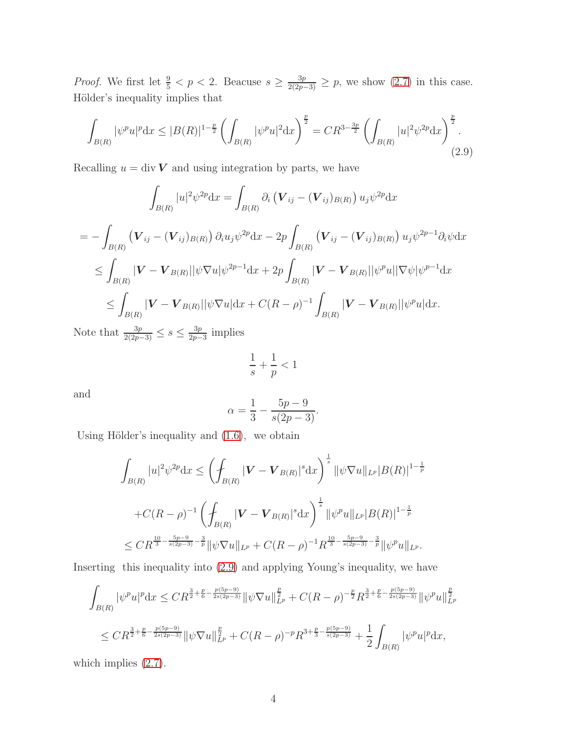*Proof.* We first let $\frac{9}{5} < p < 2$. Beacuse $s \geq \frac{3p}{2(2p-3)} \geq p$, we show (2.7) in this case. Hölder's inequality implies that

$$\int_{B(R)} |\psi^p u|^p \mathrm{d}x \leq |B(R)|^{1-\frac{p}{2}} \left( \int_{B(R)} |\psi^p u|^2 \mathrm{d}x \right)^{\frac{p}{2}} = CR^{3-\frac{3p}{2}} \left( \int_{B(R)} |u|^2 \psi^{2p} \mathrm{d}x \right)^{\frac{p}{2}}. \tag{2.9}$$

Recalling $u = \operatorname{div} \boldsymbol{V}$ and using integration by parts, we have

$$\int_{B(R)} |u|^2 \psi^{2p} \mathrm{d}x = \int_{B(R)} \partial_i \left( \boldsymbol{V}_{ij} - (\boldsymbol{V}_{ij})_{B(R)} \right) u_j \psi^{2p} \mathrm{d}x$$

$$= -\int_{B(R)} \left( \boldsymbol{V}_{ij} - (\boldsymbol{V}_{ij})_{B(R)} \right) \partial_i u_j \psi^{2p} \mathrm{d}x - 2p \int_{B(R)} \left( \boldsymbol{V}_{ij} - (\boldsymbol{V}_{ij})_{B(R)} \right) u_j \psi^{2p-1} \partial_i \psi \mathrm{d}x$$

$$\leq \int_{B(R)} |\boldsymbol{V} - \boldsymbol{V}_{B(R)}| |\psi \nabla u| \psi^{2p-1} \mathrm{d}x + 2p \int_{B(R)} |\boldsymbol{V} - \boldsymbol{V}_{B(R)}| |\psi^p u| |\nabla \psi| \psi^{p-1} \mathrm{d}x$$

$$\leq \int_{B(R)} |\boldsymbol{V} - \boldsymbol{V}_{B(R)}| |\psi \nabla u| \mathrm{d}x + C(R-\rho)^{-1} \int_{B(R)} |\boldsymbol{V} - \boldsymbol{V}_{B(R)}| |\psi^p u| \mathrm{d}x.$$

Note that $\frac{3p}{2(2p-3)} \leq s \leq \frac{3p}{2p-3}$ implies

$$\frac{1}{s} + \frac{1}{p} < 1$$

and

$$\alpha = \frac{1}{3} - \frac{5p-9}{s(2p-3)}.$$

Using Hölder's inequality and (1.6), we obtain

$$\int_{B(R)} |u|^2 \psi^{2p} \mathrm{d}x \leq \left( \fint_{B(R)} |\boldsymbol{V} - \boldsymbol{V}_{B(R)}|^s \mathrm{d}x \right)^{\frac{1}{s}} \|\psi \nabla u\|_{L^p} |B(R)|^{1-\frac{1}{p}}$$

$$+ C(R-\rho)^{-1} \left( \fint_{B(R)} |\boldsymbol{V} - \boldsymbol{V}_{B(R)}|^s \mathrm{d}x \right)^{\frac{1}{s}} \|\psi^p u\|_{L^p} |B(R)|^{1-\frac{1}{p}}$$

$$\leq CR^{\frac{10}{3} - \frac{5p-9}{s(2p-3)} - \frac{3}{p}} \|\psi \nabla u\|_{L^p} + C(R-\rho)^{-1} R^{\frac{10}{3} - \frac{5p-9}{s(2p-3)} - \frac{3}{p}} \|\psi^p u\|_{L^p}.$$

Inserting this inequality into (2.9) and applying Young's inequality, we have

$$\int_{B(R)} |\psi^p u|^p \mathrm{d}x \leq CR^{\frac{3}{2} + \frac{p}{6} - \frac{p(5p-9)}{2s(2p-3)}} \|\psi \nabla u\|_{L^p}^{\frac{p}{2}} + C(R-\rho)^{-\frac{p}{2}} R^{\frac{3}{2} + \frac{p}{6} - \frac{p(5p-9)}{2s(2p-3)}} \|\psi^p u\|_{L^p}^{\frac{p}{2}}$$

$$\leq CR^{\frac{3}{2} + \frac{p}{6} - \frac{p(5p-9)}{2s(2p-3)}} \|\psi \nabla u\|_{L^p}^{\frac{p}{2}} + C(R-\rho)^{-p} R^{3 + \frac{p}{3} - \frac{p(5p-9)}{s(2p-3)}} + \frac{1}{2} \int_{B(R)} |\psi^p u|^p \mathrm{d}x,$$

which implies (2.7).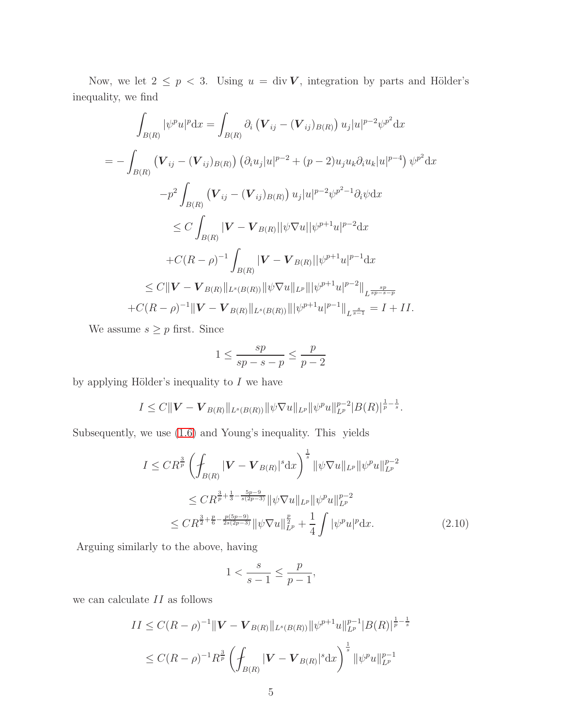Now, we let $2 \le p < 3$. Using $u = \operatorname{div} \boldsymbol{V}$, integration by parts and Hölder's inequality, we find

$$
\begin{aligned}
\int_{B(R)} |\psi^p u|^p \mathrm{d}x &= \int_{B(R)} \partial_i \left(\boldsymbol{V}_{ij} - (\boldsymbol{V}_{ij})_{B(R)}\right) u_j |u|^{p-2} \psi^{p^2} \mathrm{d}x \\
= -\int_{B(R)} &\left(\boldsymbol{V}_{ij} - (\boldsymbol{V}_{ij})_{B(R)}\right) \left(\partial_i u_j |u|^{p-2} + (p-2) u_j u_k \partial_i u_k |u|^{p-4}\right) \psi^{p^2} \mathrm{d}x \\
&-p^2 \int_{B(R)} \left(\boldsymbol{V}_{ij} - (\boldsymbol{V}_{ij})_{B(R)}\right) u_j |u|^{p-2} \psi^{p^2-1} \partial_i \psi \mathrm{d}x \\
&\le C \int_{B(R)} |\boldsymbol{V} - \boldsymbol{V}_{B(R)}| |\psi \nabla u| |\psi^{p+1} u|^{p-2} \mathrm{d}x \\
&+ C(R-\rho)^{-1} \int_{B(R)} |\boldsymbol{V} - \boldsymbol{V}_{B(R)}| |\psi^{p+1} u|^{p-1} \mathrm{d}x \\
&\le C \|\boldsymbol{V} - \boldsymbol{V}_{B(R)}\|_{L^s(B(R))} \|\psi \nabla u\|_{L^p} \||\psi^{p+1} u|^{p-2}\|_{L^{\frac{sp}{sp-s-p}}} \\
&+ C(R-\rho)^{-1} \|\boldsymbol{V} - \boldsymbol{V}_{B(R)}\|_{L^s(B(R))} \||\psi^{p+1} u|^{p-1}\|_{L^{\frac{s}{s-1}}} = I + II.
\end{aligned}
$$

We assume $s \ge p$ first. Since

$$
1 \le \frac{sp}{sp-s-p} \le \frac{p}{p-2}
$$

by applying Hölder's inequality to $I$ we have

$$
I \le C \|\boldsymbol{V} - \boldsymbol{V}_{B(R)}\|_{L^s(B(R))} \|\psi \nabla u\|_{L^p} \|\psi^p u\|_{L^p}^{p-2} |B(R)|^{\frac{1}{p} - \frac{1}{s}}.
$$

Subsequently, we use (1.6) and Young's inequality. This yields

$$
\begin{aligned}
I &\le C R^{\frac{3}{p}} \left( \fint_{B(R)} |\boldsymbol{V} - \boldsymbol{V}_{B(R)}|^s \mathrm{d}x \right)^{\frac{1}{s}} \|\psi \nabla u\|_{L^p} \|\psi^p u\|_{L^p}^{p-2} \\
&\le C R^{\frac{3}{p} + \frac{1}{3} - \frac{5p-9}{s(2p-3)}} \|\psi \nabla u\|_{L^p} \|\psi^p u\|_{L^p}^{p-2} \\
&\le C R^{\frac{3}{2} + \frac{p}{6} - \frac{p(5p-9)}{2s(2p-3)}} \|\psi \nabla u\|_{L^p}^{\frac{p}{2}} + \frac{1}{4} \int |\psi^p u|^p \mathrm{d}x. \qquad (2.10)
\end{aligned}
$$

Arguing similarly to the above, having

$$
1 < \frac{s}{s-1} \le \frac{p}{p-1},
$$

we can calculate $II$ as follows

$$
\begin{aligned}
II &\le C(R-\rho)^{-1} \|\boldsymbol{V} - \boldsymbol{V}_{B(R)}\|_{L^s(B(R))} \|\psi^{p+1} u\|_{L^p}^{p-1} |B(R)|^{\frac{1}{p} - \frac{1}{s}} \\
&\le C(R-\rho)^{-1} R^{\frac{3}{p}} \left( \fint_{B(R)} |\boldsymbol{V} - \boldsymbol{V}_{B(R)}|^s \mathrm{d}x \right)^{\frac{1}{s}} \|\psi^p u\|_{L^p}^{p-1}
\end{aligned}
$$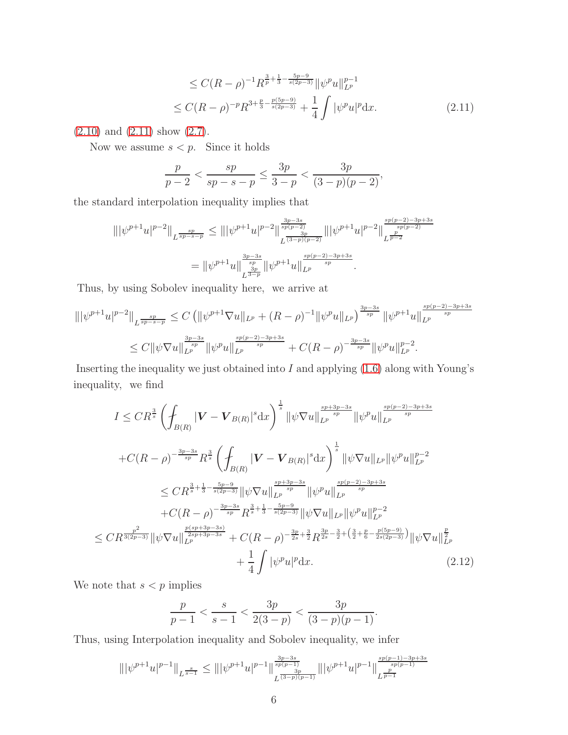$$
\begin{aligned}
&\le C(R-\rho)^{-1}R^{\frac{3}{p}+\frac{1}{3}-\frac{5p-9}{s(2p-3)}}\|\psi^p u\|_{L^p}^{p-1}\\
&\le C(R-\rho)^{-p}R^{3+\frac{p}{3}-\frac{p(5p-9)}{s(2p-3)}}+\frac{1}{4}\int|\psi^p u|^p \mathrm{d}x. \qquad (2.11)
\end{aligned}
$$

(2.10) and (2.11) show (2.7).

Now we assume $s<p$. Since it holds

$$
\frac{p}{p-2}<\frac{sp}{sp-s-p}\le\frac{3p}{3-p}<\frac{3p}{(3-p)(p-2)},
$$

the standard interpolation inequality implies that

$$
\begin{aligned}
\||\psi^{p+1}u|^{p-2}\|_{L^{\frac{sp}{sp-s-p}}}&\le \||\psi^{p+1}u|^{p-2}\|_{L^{\frac{3p}{(3-p)(p-2)}}}^{\frac{3p-3s}{sp(p-2)}}\||\psi^{p+1}u|^{p-2}\|_{L^{\frac{p}{p-2}}}^{\frac{sp(p-2)-3p+3s}{sp(p-2)}}\\
&=\|\psi^{p+1}u\|_{L^{\frac{3p}{3-p}}}^{\frac{3p-3s}{sp}}\|\psi^{p+1}u\|_{L^p}^{\frac{sp(p-2)-3p+3s}{sp}}.
\end{aligned}
$$

Thus, by using Sobolev inequality here, we arrive at

$$
\begin{aligned}
\||\psi^{p+1}u|^{p-2}\|_{L^{\frac{sp}{sp-s-p}}}&\le C\left(\|\psi^{p+1}\nabla u\|_{L^p}+(R-\rho)^{-1}\|\psi^p u\|_{L^p}\right)^{\frac{3p-3s}{sp}}\|\psi^{p+1}u\|_{L^p}^{\frac{sp(p-2)-3p+3s}{sp}}\\
&\le C\|\psi\nabla u\|_{L^p}^{\frac{3p-3s}{sp}}\|\psi^p u\|_{L^p}^{\frac{sp(p-2)-3p+3s}{sp}}+C(R-\rho)^{-\frac{3p-3s}{sp}}\|\psi^p u\|_{L^p}^{p-2}.
\end{aligned}
$$

Inserting the inequality we just obtained into $I$ and applying (1.6) along with Young's inequality, we find

$$
\begin{aligned}
I&\le CR^{\frac{3}{s}}\left(⨍_{B(R)}|\boldsymbol{V}-\boldsymbol{V}_{B(R)}|^s\mathrm{d}x\right)^{\frac{1}{s}}\|\psi\nabla u\|_{L^p}^{\frac{sp+3p-3s}{sp}}\|\psi^p u\|_{L^p}^{\frac{sp(p-2)-3p+3s}{sp}}\\
&\quad+C(R-\rho)^{-\frac{3p-3s}{sp}}R^{\frac{3}{s}}\left(⨍_{B(R)}|\boldsymbol{V}-\boldsymbol{V}_{B(R)}|^s\mathrm{d}x\right)^{\frac{1}{s}}\|\psi\nabla u\|_{L^p}\|\psi^p u\|_{L^p}^{p-2}\\
&\le CR^{\frac{3}{s}+\frac{1}{3}-\frac{5p-9}{s(2p-3)}}\|\psi\nabla u\|_{L^p}^{\frac{sp+3p-3s}{sp}}\|\psi^p u\|_{L^p}^{\frac{sp(p-2)-3p+3s}{sp}}\\
&\quad+C(R-\rho)^{-\frac{3p-3s}{sp}}R^{\frac{3}{s}+\frac{1}{3}-\frac{5p-9}{s(2p-3)}}\|\psi\nabla u\|_{L^p}\|\psi^p u\|_{L^p}^{p-2}\\
&\le CR^{\frac{p^2}{3(2p-3)}}\|\psi\nabla u\|_{L^p}^{\frac{p(sp+3p-3s)}{2sp+3p-3s}}+C(R-\rho)^{-\frac{3p}{2s}+\frac{3}{2}}R^{\frac{3p}{2s}-\frac{3}{2}+\left(\frac{3}{2}+\frac{p}{6}-\frac{p(5p-9)}{2s(2p-3)}\right)}\|\psi\nabla u\|_{L^p}^{\frac{p}{2}}\\
&\quad+\frac{1}{4}\int|\psi^p u|^p\mathrm{d}x. \qquad (2.12)
\end{aligned}
$$

We note that $s<p$ implies

$$
\frac{p}{p-1}<\frac{s}{s-1}<\frac{3p}{2(3-p)}<\frac{3p}{(3-p)(p-1)}.
$$

Thus, using Interpolation inequality and Sobolev inequality, we infer

$$
\||\psi^{p+1}u|^{p-1}\|_{L^{\frac{s}{s-1}}}\le\||\psi^{p+1}u|^{p-1}\|_{L^{\frac{3p}{(3-p)(p-1)}}}^{\frac{3p-3s}{sp(p-1)}}\||\psi^{p+1}u|^{p-1}\|_{L^{\frac{p}{p-1}}}^{\frac{sp(p-1)-3p+3s}{sp(p-1)}}
$$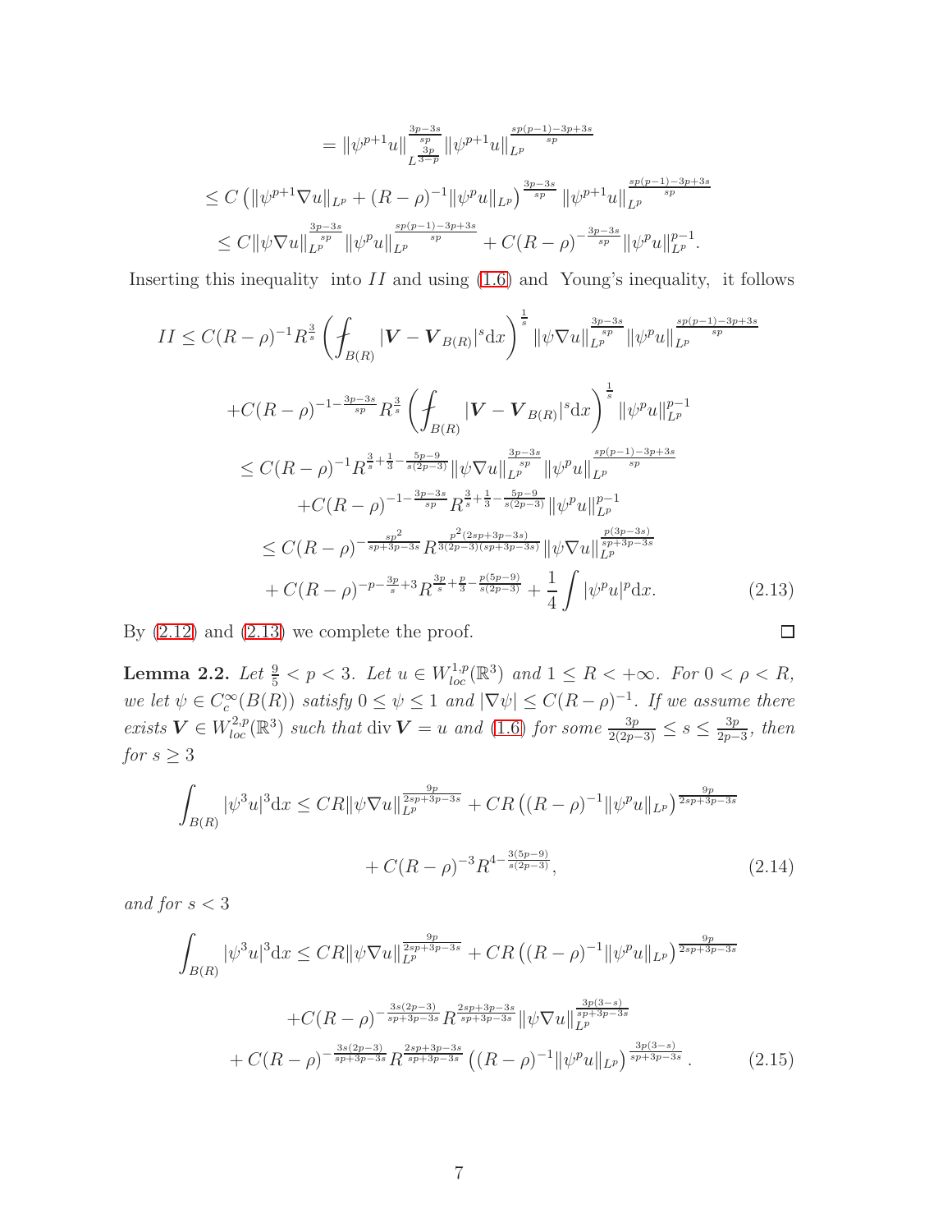$$
\begin{aligned}
&= \|\psi^{p+1}u\|_{L^{\frac{3p}{3-p}}}^{\frac{3p-3s}{sp}} \|\psi^{p+1}u\|_{L^p}^{\frac{sp(p-1)-3p+3s}{sp}} \\
&\le C\left(\|\psi^{p+1}\nabla u\|_{L^p} + (R-\rho)^{-1}\|\psi^p u\|_{L^p}\right)^{\frac{3p-3s}{sp}} \|\psi^{p+1}u\|_{L^p}^{\frac{sp(p-1)-3p+3s}{sp}} \\
&\le C\|\psi\nabla u\|_{L^p}^{\frac{3p-3s}{sp}} \|\psi^p u\|_{L^p}^{\frac{sp(p-1)-3p+3s}{sp}} + C(R-\rho)^{-\frac{3p-3s}{sp}}\|\psi^p u\|_{L^p}^{p-1}.
\end{aligned}
$$

Inserting this inequality into $II$ and using (1.6) and Young's inequality, it follows

$$
\begin{aligned}
II &\le C(R-\rho)^{-1}R^{\frac{3}{s}}\left(\fint_{B(R)}|\boldsymbol{V}-\boldsymbol{V}_{B(R)}|^s \mathrm{d}x\right)^{\frac{1}{s}} \|\psi\nabla u\|_{L^p}^{\frac{3p-3s}{sp}} \|\psi^p u\|_{L^p}^{\frac{sp(p-1)-3p+3s}{sp}} \\
&\quad + C(R-\rho)^{-1-\frac{3p-3s}{sp}}R^{\frac{3}{s}}\left(\fint_{B(R)}|\boldsymbol{V}-\boldsymbol{V}_{B(R)}|^s \mathrm{d}x\right)^{\frac{1}{s}} \|\psi^p u\|_{L^p}^{p-1} \\
&\le C(R-\rho)^{-1}R^{\frac{3}{s}+\frac{1}{3}-\frac{5p-9}{s(2p-3)}}\|\psi\nabla u\|_{L^p}^{\frac{3p-3s}{sp}}\|\psi^p u\|_{L^p}^{\frac{sp(p-1)-3p+3s}{sp}} \\
&\quad + C(R-\rho)^{-1-\frac{3p-3s}{sp}}R^{\frac{3}{s}+\frac{1}{3}-\frac{5p-9}{s(2p-3)}}\|\psi^p u\|_{L^p}^{p-1} \\
&\le C(R-\rho)^{-\frac{sp^2}{sp+3p-3s}}R^{\frac{p^2(2sp+3p-3s)}{3(2p-3)(sp+3p-3s)}}\|\psi\nabla u\|_{L^p}^{\frac{p(3p-3s)}{sp+3p-3s}} \\
&\quad + C(R-\rho)^{-p-\frac{3p}{s}+3}R^{\frac{3p}{s}+\frac{p}{3}-\frac{p(5p-9)}{s(2p-3)}} + \frac{1}{4}\int|\psi^p u|^p \mathrm{d}x. \qquad (2.13)
\end{aligned}
$$

By (2.12) and (2.13) we complete the proof. □

**Lemma 2.2.** *Let $\frac{9}{5} < p < 3$. Let $u \in W^{1,p}_{loc}(\mathbb{R}^3)$ and $1 \le R < +\infty$. For $0 < \rho < R$, we let $\psi \in C_c^\infty(B(R))$ satisfy $0 \le \psi \le 1$ and $|\nabla\psi| \le C(R-\rho)^{-1}$. If we assume there exists $\boldsymbol{V} \in W^{2,p}_{loc}(\mathbb{R}^3)$ such that $\operatorname{div}\boldsymbol{V} = u$ and (1.6) for some $\frac{3p}{2(2p-3)} \le s \le \frac{3p}{2p-3}$, then for $s \ge 3$*

$$
\begin{aligned}
\int_{B(R)}|\psi^3 u|^3 \mathrm{d}x &\le CR\|\psi\nabla u\|_{L^p}^{\frac{9p}{2sp+3p-3s}} + CR\left((R-\rho)^{-1}\|\psi^p u\|_{L^p}\right)^{\frac{9p}{2sp+3p-3s}} \\
&\quad + C(R-\rho)^{-3}R^{4-\frac{3(5p-9)}{s(2p-3)}}, \qquad (2.14)
\end{aligned}
$$

*and for $s < 3$*

$$
\begin{aligned}
\int_{B(R)}|\psi^3 u|^3 \mathrm{d}x &\le CR\|\psi\nabla u\|_{L^p}^{\frac{9p}{2sp+3p-3s}} + CR\left((R-\rho)^{-1}\|\psi^p u\|_{L^p}\right)^{\frac{9p}{2sp+3p-3s}} \\
&\quad + C(R-\rho)^{-\frac{3s(2p-3)}{sp+3p-3s}}R^{\frac{2sp+3p-3s}{sp+3p-3s}}\|\psi\nabla u\|_{L^p}^{\frac{3p(3-s)}{sp+3p-3s}} \\
&\quad + C(R-\rho)^{-\frac{3s(2p-3)}{sp+3p-3s}}R^{\frac{2sp+3p-3s}{sp+3p-3s}}\left((R-\rho)^{-1}\|\psi^p u\|_{L^p}\right)^{\frac{3p(3-s)}{sp+3p-3s}}. \qquad (2.15)
\end{aligned}
$$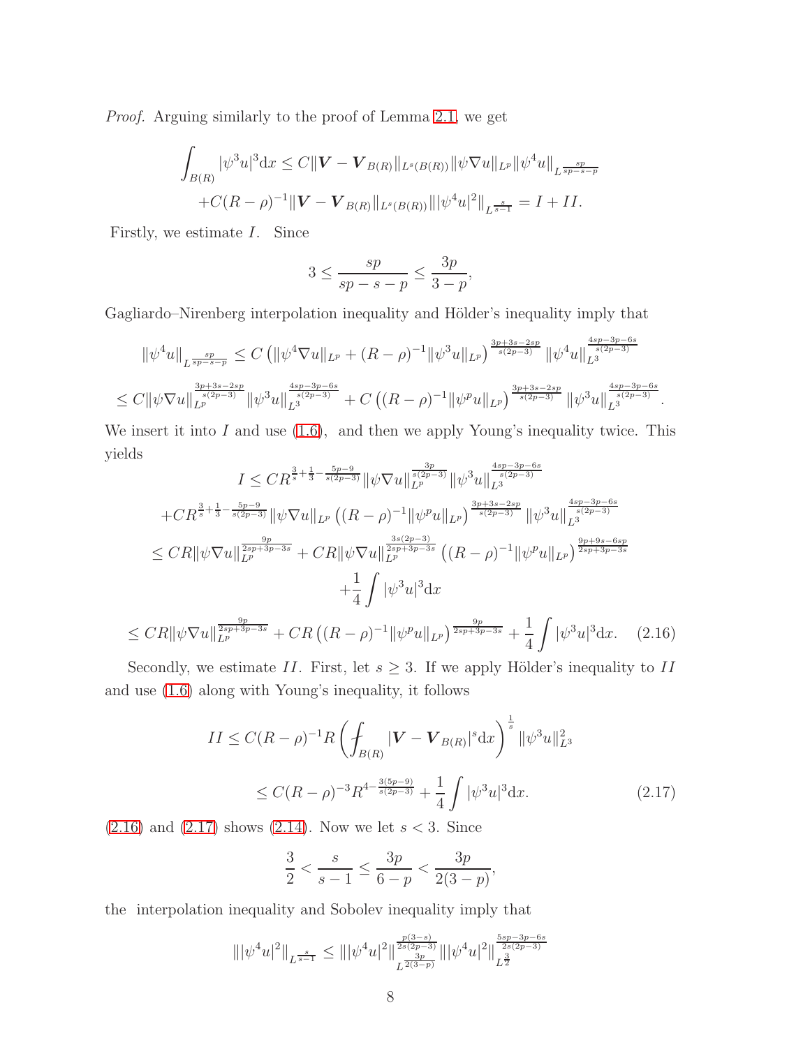*Proof.* Arguing similarly to the proof of Lemma 2.1, we get

$$\int_{B(R)} |\psi^3 u|^3 \mathrm{d}x \le C\|\boldsymbol{V} - \boldsymbol{V}_{B(R)}\|_{L^s(B(R))} \|\psi \nabla u\|_{L^p} \|\psi^4 u\|_{L^{\frac{sp}{sp-s-p}}}$$
$$+C(R-\rho)^{-1}\|\boldsymbol{V} - \boldsymbol{V}_{B(R)}\|_{L^s(B(R))} \||\psi^4 u|^2\|_{L^{\frac{s}{s-1}}} = I + II.$$

Firstly, we estimate $I$. Since

$$3 \le \frac{sp}{sp-s-p} \le \frac{3p}{3-p},$$

Gagliardo–Nirenberg interpolation inequality and Hölder's inequality imply that

$$\|\psi^4 u\|_{L^{\frac{sp}{sp-s-p}}} \le C\left(\|\psi^4 \nabla u\|_{L^p} + (R-\rho)^{-1}\|\psi^3 u\|_{L^p}\right)^{\frac{3p+3s-2sp}{s(2p-3)}} \|\psi^4 u\|_{L^3}^{\frac{4sp-3p-6s}{s(2p-3)}}$$
$$\le C\|\psi \nabla u\|_{L^p}^{\frac{3p+3s-2sp}{s(2p-3)}} \|\psi^3 u\|_{L^3}^{\frac{4sp-3p-6s}{s(2p-3)}} + C\left((R-\rho)^{-1}\|\psi^p u\|_{L^p}\right)^{\frac{3p+3s-2sp}{s(2p-3)}} \|\psi^3 u\|_{L^3}^{\frac{4sp-3p-6s}{s(2p-3)}}.$$

We insert it into $I$ and use (1.6), and then we apply Young's inequality twice. This yields

$$I \le CR^{\frac{3}{s}+\frac{1}{3}-\frac{5p-9}{s(2p-3)}} \|\psi \nabla u\|_{L^p}^{\frac{3p}{s(2p-3)}} \|\psi^3 u\|_{L^3}^{\frac{4sp-3p-6s}{s(2p-3)}}$$
$$+CR^{\frac{3}{s}+\frac{1}{3}-\frac{5p-9}{s(2p-3)}} \|\psi \nabla u\|_{L^p} \left((R-\rho)^{-1}\|\psi^p u\|_{L^p}\right)^{\frac{3p+3s-2sp}{s(2p-3)}} \|\psi^3 u\|_{L^3}^{\frac{4sp-3p-6s}{s(2p-3)}}$$
$$\le CR\|\psi \nabla u\|_{L^p}^{\frac{9p}{2sp+3p-3s}} + CR\|\psi \nabla u\|_{L^p}^{\frac{3s(2p-3)}{2sp+3p-3s}} \left((R-\rho)^{-1}\|\psi^p u\|_{L^p}\right)^{\frac{9p+9s-6sp}{2sp+3p-3s}}$$
$$+\frac{1}{4}\int |\psi^3 u|^3 \mathrm{d}x$$
$$\le CR\|\psi \nabla u\|_{L^p}^{\frac{9p}{2sp+3p-3s}} + CR\left((R-\rho)^{-1}\|\psi^p u\|_{L^p}\right)^{\frac{9p}{2sp+3p-3s}} + \frac{1}{4}\int |\psi^3 u|^3 \mathrm{d}x. \tag{2.16}$$

Secondly, we estimate $II$. First, let $s \ge 3$. If we apply Hölder's inequality to $II$ and use (1.6) along with Young's inequality, it follows

$$II \le C(R-\rho)^{-1} R \left(⨍_{B(R)} |\boldsymbol{V} - \boldsymbol{V}_{B(R)}|^s \mathrm{d}x\right)^{\frac{1}{s}} \|\psi^3 u\|_{L^3}^2$$
$$\le C(R-\rho)^{-3} R^{4-\frac{3(5p-9)}{s(2p-3)}} + \frac{1}{4}\int |\psi^3 u|^3 \mathrm{d}x. \tag{2.17}$$

(2.16) and (2.17) shows (2.14). Now we let $s < 3$. Since

$$\frac{3}{2} < \frac{s}{s-1} \le \frac{3p}{6-p} < \frac{3p}{2(3-p)},$$

the interpolation inequality and Sobolev inequality imply that

$$\||\psi^4 u|^2\|_{L^{\frac{s}{s-1}}} \le \||\psi^4 u|^2\|_{L^{\frac{3p}{2(3-p)}}}^{\frac{p(3-s)}{2s(2p-3)}} \||\psi^4 u|^2\|_{L^{\frac{3}{2}}}^{\frac{5sp-3p-6s}{2s(2p-3)}}$$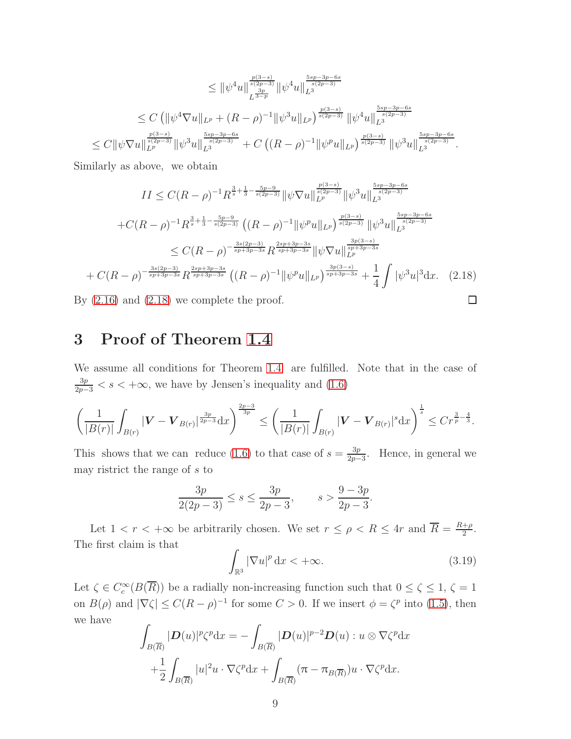$$
\begin{aligned}
&\leq \|\psi^4 u\|_{L^{\frac{3p}{3-p}}}^{\frac{p(3-s)}{s(2p-3)}} \|\psi^4 u\|_{L^3}^{\frac{5sp-3p-6s}{s(2p-3)}} \\
&\leq C\left(\|\psi^4 \nabla u\|_{L^p} + (R-\rho)^{-1}\|\psi^3 u\|_{L^p}\right)^{\frac{p(3-s)}{s(2p-3)}} \|\psi^4 u\|_{L^3}^{\frac{5sp-3p-6s}{s(2p-3)}} \\
&\leq C\|\psi \nabla u\|_{L^p}^{\frac{p(3-s)}{s(2p-3)}} \|\psi^3 u\|_{L^3}^{\frac{5sp-3p-6s}{s(2p-3)}} + C\left((R-\rho)^{-1}\|\psi^p u\|_{L^p}\right)^{\frac{p(3-s)}{s(2p-3)}} \|\psi^3 u\|_{L^3}^{\frac{5sp-3p-6s}{s(2p-3)}}.
\end{aligned}
$$

Similarly as above, we obtain

$$
\begin{aligned}
II &\leq C(R-\rho)^{-1} R^{\frac{3}{s}+\frac{1}{3}-\frac{5p-9}{s(2p-3)}} \|\psi \nabla u\|_{L^p}^{\frac{p(3-s)}{s(2p-3)}} \|\psi^3 u\|_{L^3}^{\frac{5sp-3p-6s}{s(2p-3)}} \\
&+ C(R-\rho)^{-1} R^{\frac{3}{s}+\frac{1}{3}-\frac{5p-9}{s(2p-3)}} \left((R-\rho)^{-1}\|\psi^p u\|_{L^p}\right)^{\frac{p(3-s)}{s(2p-3)}} \|\psi^3 u\|_{L^3}^{\frac{5sp-3p-6s}{s(2p-3)}} \\
&\leq C(R-\rho)^{-\frac{3s(2p-3)}{sp+3p-3s}} R^{\frac{2sp+3p-3s}{sp+3p-3s}} \|\psi \nabla u\|_{L^p}^{\frac{3p(3-s)}{sp+3p-3s}} \\
&+ C(R-\rho)^{-\frac{3s(2p-3)}{sp+3p-3s}} R^{\frac{2sp+3p-3s}{sp+3p-3s}} \left((R-\rho)^{-1}\|\psi^p u\|_{L^p}\right)^{\frac{3p(3-s)}{sp+3p-3s}} + \frac{1}{4}\int |\psi^3 u|^3 \mathrm{d}x. \qquad (2.18)
\end{aligned}
$$

By (2.16) and (2.18) we complete the proof. $\square$

# 3 Proof of Theorem 1.4

We assume all conditions for Theorem 1.4 are fulfilled. Note that in the case of $\frac{3p}{2p-3} < s < +\infty$, we have by Jensen's inequality and (1.6)

$$
\left(\frac{1}{|B(r)|}\int_{B(r)} |\boldsymbol{V} - \boldsymbol{V}_{B(r)}|^{\frac{3p}{2p-3}} \mathrm{d}x\right)^{\frac{2p-3}{3p}} \leq \left(\frac{1}{|B(r)|}\int_{B(r)} |\boldsymbol{V} - \boldsymbol{V}_{B(r)}|^{s} \mathrm{d}x\right)^{\frac{1}{s}} \leq C r^{\frac{3}{p}-\frac{4}{3}}.
$$

This shows that we can reduce (1.6) to that case of $s = \frac{3p}{2p-3}$. Hence, in general we may ristrict the range of $s$ to

$$
\frac{3p}{2(2p-3)} \leq s \leq \frac{3p}{2p-3}, \qquad s > \frac{9-3p}{2p-3}.
$$

Let $1 < r < +\infty$ be arbitrarily chosen. We set $r \leq \rho < R \leq 4r$ and $\overline{R} = \frac{R+\rho}{2}$. The first claim is that

$$
\int_{\mathbb{R}^3} |\nabla u|^p \,\mathrm{d}x < +\infty. \qquad (3.19)
$$

Let $\zeta \in C_c^\infty(B(\overline{R}))$ be a radially non-increasing function such that $0 \leq \zeta \leq 1$, $\zeta = 1$ on $B(\rho)$ and $|\nabla \zeta| \leq C(R-\rho)^{-1}$ for some $C > 0$. If we insert $\phi = \zeta^p$ into (1.5), then we have

$$
\begin{aligned}
\int_{B(\overline{R})} |\boldsymbol{D}(u)|^p \zeta^p \mathrm{d}x &= -\int_{B(\overline{R})} |\boldsymbol{D}(u)|^{p-2}\boldsymbol{D}(u) : u \otimes \nabla \zeta^p \mathrm{d}x \\
&+ \frac{1}{2}\int_{B(\overline{R})} |u|^2 u \cdot \nabla \zeta^p \mathrm{d}x + \int_{B(\overline{R})} (\pi - \pi_{B(\overline{R})}) u \cdot \nabla \zeta^p \mathrm{d}x.
\end{aligned}
$$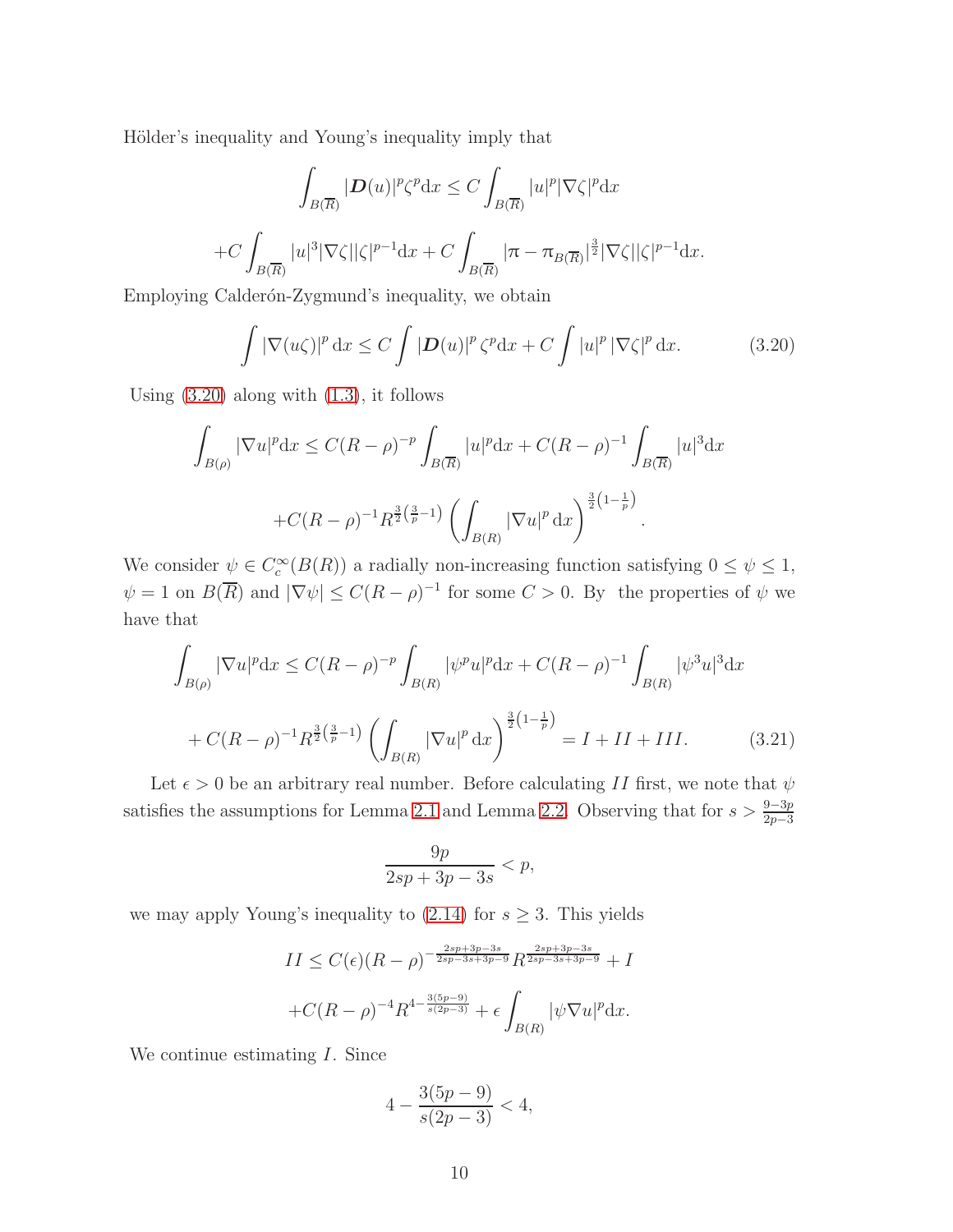Hölder's inequality and Young's inequality imply that

$$\int_{B(\overline{R})} |\boldsymbol{D}(u)|^p \zeta^p \mathrm{d}x \leq C \int_{B(\overline{R})} |u|^p |\nabla \zeta|^p \mathrm{d}x$$

$$+C \int_{B(\overline{R})} |u|^3 |\nabla \zeta| |\zeta|^{p-1} \mathrm{d}x + C \int_{B(\overline{R})} |\pi - \pi_{B(\overline{R})}|^{\frac{3}{2}} |\nabla \zeta| |\zeta|^{p-1} \mathrm{d}x.$$

Employing Calderón-Zygmund's inequality, we obtain

$$\int |\nabla (u\zeta)|^p \,\mathrm{d}x \leq C \int |\boldsymbol{D}(u)|^p \,\zeta^p \mathrm{d}x + C \int |u|^p \,|\nabla \zeta|^p \,\mathrm{d}x. \tag{3.20}$$

Using (3.20) along with (1.3), it follows

$$\int_{B(\rho)} |\nabla u|^p \mathrm{d}x \leq C(R-\rho)^{-p} \int_{B(\overline{R})} |u|^p \mathrm{d}x + C(R-\rho)^{-1} \int_{B(\overline{R})} |u|^3 \mathrm{d}x$$

$$+C(R-\rho)^{-1} R^{\frac{3}{2}\left(\frac{3}{p}-1\right)} \left( \int_{B(R)} |\nabla u|^p \,\mathrm{d}x \right)^{\frac{3}{2}\left(1-\frac{1}{p}\right)}.$$

We consider $\psi \in C_c^\infty(B(R))$ a radially non-increasing function satisfying $0 \leq \psi \leq 1$, $\psi = 1$ on $B(\overline{R})$ and $|\nabla \psi| \leq C(R-\rho)^{-1}$ for some $C > 0$. By the properties of $\psi$ we have that

$$\int_{B(\rho)} |\nabla u|^p \mathrm{d}x \leq C(R-\rho)^{-p} \int_{B(R)} |\psi^p u|^p \mathrm{d}x + C(R-\rho)^{-1} \int_{B(R)} |\psi^3 u|^3 \mathrm{d}x$$

$$+ C(R-\rho)^{-1} R^{\frac{3}{2}\left(\frac{3}{p}-1\right)} \left( \int_{B(R)} |\nabla u|^p \,\mathrm{d}x \right)^{\frac{3}{2}\left(1-\frac{1}{p}\right)} = I + II + III. \tag{3.21}$$

Let $\epsilon > 0$ be an arbitrary real number. Before calculating $II$ first, we note that $\psi$ satisfies the assumptions for Lemma 2.1 and Lemma 2.2. Observing that for $s > \frac{9-3p}{2p-3}$

$$\frac{9p}{2sp+3p-3s} < p,$$

we may apply Young's inequality to (2.14) for $s \geq 3$. This yields

$$II \leq C(\epsilon)(R-\rho)^{-\frac{2sp+3p-3s}{2sp-3s+3p-9}} R^{\frac{2sp+3p-3s}{2sp-3s+3p-9}} + I$$

$$+C(R-\rho)^{-4} R^{4-\frac{3(5p-9)}{s(2p-3)}} + \epsilon \int_{B(R)} |\psi \nabla u|^p \mathrm{d}x.$$

We continue estimating $I$. Since

$$4 - \frac{3(5p-9)}{s(2p-3)} < 4,$$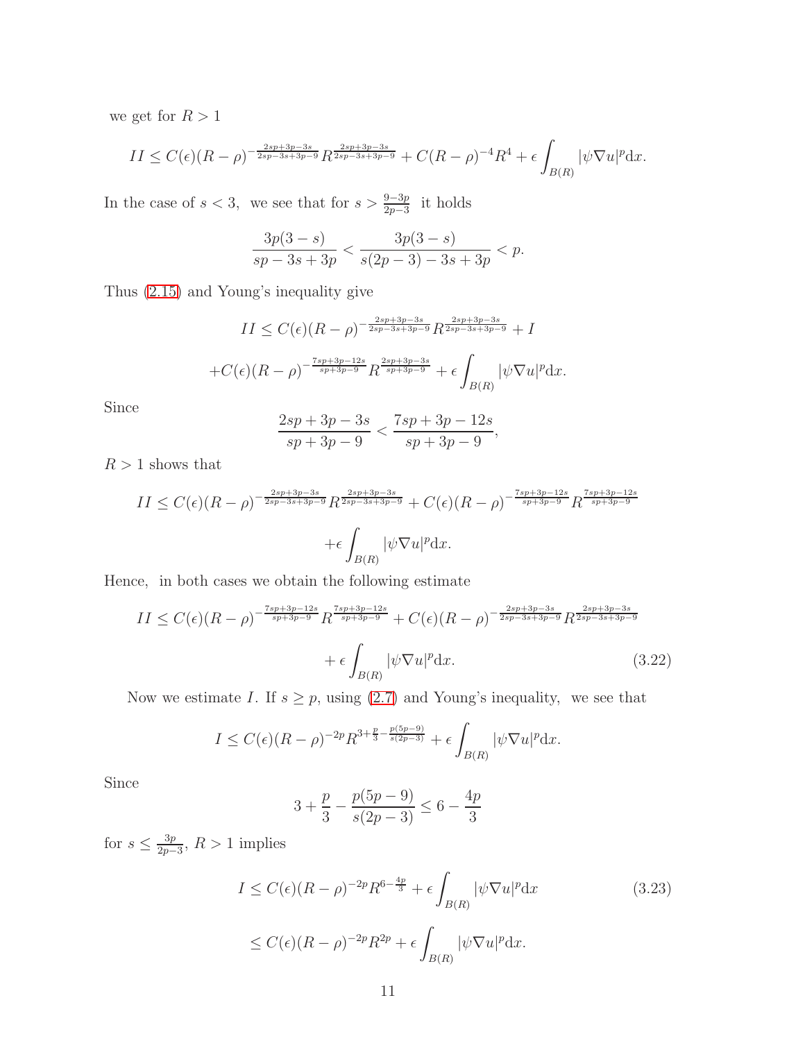we get for $R > 1$

$$II \le C(\epsilon)(R-\rho)^{-\frac{2sp+3p-3s}{2sp-3s+3p-9}} R^{\frac{2sp+3p-3s}{2sp-3s+3p-9}} + C(R-\rho)^{-4}R^4 + \epsilon \int_{B(R)} |\psi \nabla u|^p \mathrm{d}x.$$

In the case of $s < 3$, we see that for $s > \frac{9-3p}{2p-3}$ it holds

$$\frac{3p(3-s)}{sp-3s+3p} < \frac{3p(3-s)}{s(2p-3)-3s+3p} < p.$$

Thus (2.15) and Young's inequality give

$$II \le C(\epsilon)(R-\rho)^{-\frac{2sp+3p-3s}{2sp-3s+3p-9}} R^{\frac{2sp+3p-3s}{2sp-3s+3p-9}} + I$$

$$+ C(\epsilon)(R-\rho)^{-\frac{7sp+3p-12s}{sp+3p-9}} R^{\frac{2sp+3p-3s}{sp+3p-9}} + \epsilon \int_{B(R)} |\psi \nabla u|^p \mathrm{d}x.$$

Since

$$\frac{2sp+3p-3s}{sp+3p-9} < \frac{7sp+3p-12s}{sp+3p-9},$$

$R > 1$ shows that

$$II \le C(\epsilon)(R-\rho)^{-\frac{2sp+3p-3s}{2sp-3s+3p-9}} R^{\frac{2sp+3p-3s}{2sp-3s+3p-9}} + C(\epsilon)(R-\rho)^{-\frac{7sp+3p-12s}{sp+3p-9}} R^{\frac{7sp+3p-12s}{sp+3p-9}}$$

$$+ \epsilon \int_{B(R)} |\psi \nabla u|^p \mathrm{d}x.$$

Hence, in both cases we obtain the following estimate

$$II \le C(\epsilon)(R-\rho)^{-\frac{7sp+3p-12s}{sp+3p-9}} R^{\frac{7sp+3p-12s}{sp+3p-9}} + C(\epsilon)(R-\rho)^{-\frac{2sp+3p-3s}{2sp-3s+3p-9}} R^{\frac{2sp+3p-3s}{2sp-3s+3p-9}}$$

$$+ \epsilon \int_{B(R)} |\psi \nabla u|^p \mathrm{d}x. \tag{3.22}$$

Now we estimate $I$. If $s \ge p$, using (2.7) and Young's inequality, we see that

$$I \le C(\epsilon)(R-\rho)^{-2p} R^{3+\frac{p}{3}-\frac{p(5p-9)}{s(2p-3)}} + \epsilon \int_{B(R)} |\psi \nabla u|^p \mathrm{d}x.$$

Since

$$3 + \frac{p}{3} - \frac{p(5p-9)}{s(2p-3)} \le 6 - \frac{4p}{3}$$

for $s \le \frac{3p}{2p-3}$, $R > 1$ implies

$$I \le C(\epsilon)(R-\rho)^{-2p} R^{6-\frac{4p}{3}} + \epsilon \int_{B(R)} |\psi \nabla u|^p \mathrm{d}x \tag{3.23}$$

$$\le C(\epsilon)(R-\rho)^{-2p} R^{2p} + \epsilon \int_{B(R)} |\psi \nabla u|^p \mathrm{d}x.$$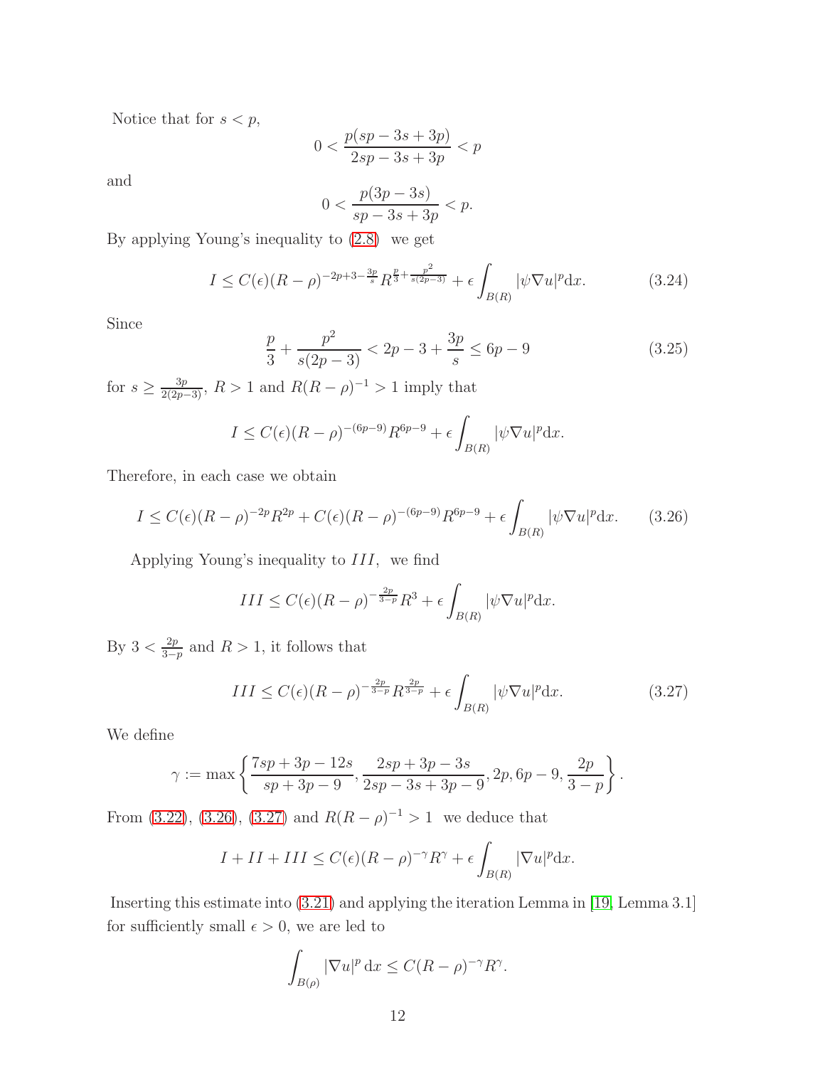Notice that for $s < p$,

$$0 < \frac{p(sp - 3s + 3p)}{2sp - 3s + 3p} < p$$

and

$$0 < \frac{p(3p - 3s)}{sp - 3s + 3p} < p.$$

By applying Young's inequality to (2.8) we get

$$I \leq C(\epsilon)(R - \rho)^{-2p+3-\frac{3p}{s}} R^{\frac{p}{3} + \frac{p^2}{s(2p-3)}} + \epsilon \int_{B(R)} |\psi \nabla u|^p \mathrm{d}x. \tag{3.24}$$

Since

$$\frac{p}{3} + \frac{p^2}{s(2p-3)} < 2p - 3 + \frac{3p}{s} \leq 6p - 9 \tag{3.25}$$

for $s \geq \frac{3p}{2(2p-3)}$, $R > 1$ and $R(R - \rho)^{-1} > 1$ imply that

$$I \leq C(\epsilon)(R - \rho)^{-(6p-9)} R^{6p-9} + \epsilon \int_{B(R)} |\psi \nabla u|^p \mathrm{d}x.$$

Therefore, in each case we obtain

$$I \leq C(\epsilon)(R - \rho)^{-2p} R^{2p} + C(\epsilon)(R - \rho)^{-(6p-9)} R^{6p-9} + \epsilon \int_{B(R)} |\psi \nabla u|^p \mathrm{d}x. \tag{3.26}$$

Applying Young's inequality to $III$, we find

$$III \leq C(\epsilon)(R - \rho)^{-\frac{2p}{3-p}} R^3 + \epsilon \int_{B(R)} |\psi \nabla u|^p \mathrm{d}x.$$

By $3 < \frac{2p}{3-p}$ and $R > 1$, it follows that

$$III \leq C(\epsilon)(R - \rho)^{-\frac{2p}{3-p}} R^{\frac{2p}{3-p}} + \epsilon \int_{B(R)} |\psi \nabla u|^p \mathrm{d}x. \tag{3.27}$$

We define

$$\gamma := \max\left\{ \frac{7sp + 3p - 12s}{sp + 3p - 9}, \frac{2sp + 3p - 3s}{2sp - 3s + 3p - 9}, 2p, 6p - 9, \frac{2p}{3-p} \right\}.$$

From (3.22), (3.26), (3.27) and $R(R - \rho)^{-1} > 1$ we deduce that

$$I + II + III \leq C(\epsilon)(R - \rho)^{-\gamma} R^{\gamma} + \epsilon \int_{B(R)} |\nabla u|^p \mathrm{d}x.$$

Inserting this estimate into (3.21) and applying the iteration Lemma in [19, Lemma 3.1] for sufficiently small $\epsilon > 0$, we are led to

$$\int_{B(\rho)} |\nabla u|^p \, \mathrm{d}x \leq C(R - \rho)^{-\gamma} R^{\gamma}.$$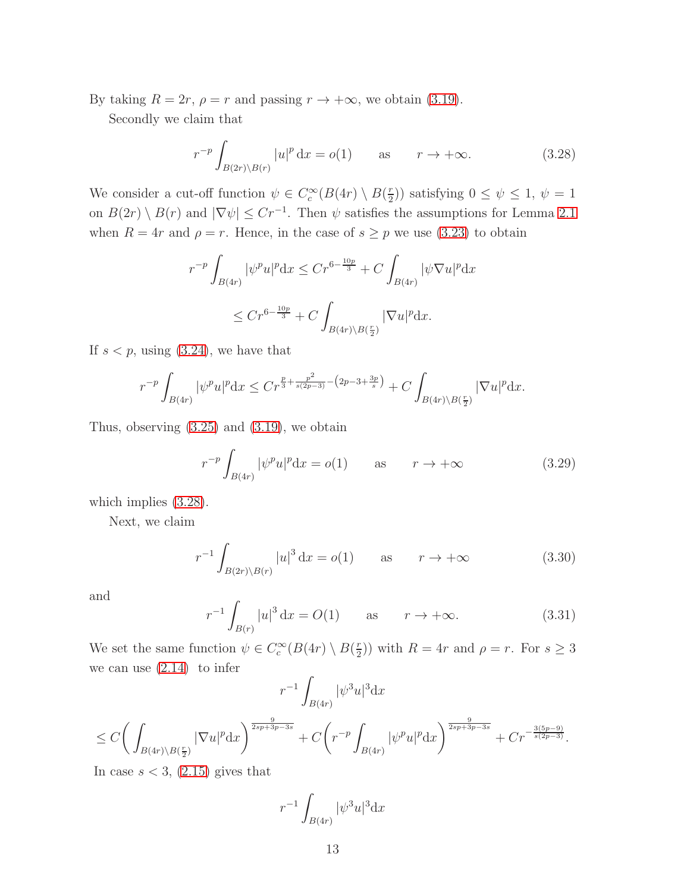By taking $R = 2r$, $\rho = r$ and passing $r \to +\infty$, we obtain (3.19).

Secondly we claim that

$$r^{-p} \int_{B(2r)\setminus B(r)} |u|^p \, \mathrm{d}x = o(1) \qquad \text{as} \qquad r \to +\infty. \tag{3.28}$$

We consider a cut-off function $\psi \in C_c^\infty(B(4r) \setminus B(\frac{r}{2}))$ satisfying $0 \le \psi \le 1$, $\psi = 1$ on $B(2r) \setminus B(r)$ and $|\nabla \psi| \le C r^{-1}$. Then $\psi$ satisfies the assumptions for Lemma 2.1 when $R = 4r$ and $\rho = r$. Hence, in the case of $s \ge p$ we use (3.23) to obtain

$$\begin{aligned}
r^{-p} \int_{B(4r)} |\psi^p u|^p \mathrm{d}x &\le C r^{6 - \frac{10p}{3}} + C \int_{B(4r)} |\psi \nabla u|^p \mathrm{d}x \\
&\le C r^{6 - \frac{10p}{3}} + C \int_{B(4r)\setminus B(\frac{r}{2})} |\nabla u|^p \mathrm{d}x.
\end{aligned}$$

If $s < p$, using (3.24), we have that

$$r^{-p} \int_{B(4r)} |\psi^p u|^p \mathrm{d}x \le C r^{\frac{p}{3} + \frac{p^2}{s(2p-3)} - \left(2p - 3 + \frac{3p}{s}\right)} + C \int_{B(4r)\setminus B(\frac{r}{2})} |\nabla u|^p \mathrm{d}x.$$

Thus, observing (3.25) and (3.19), we obtain

$$r^{-p} \int_{B(4r)} |\psi^p u|^p \mathrm{d}x = o(1) \qquad \text{as} \qquad r \to +\infty \tag{3.29}$$

which implies (3.28).

Next, we claim

$$r^{-1} \int_{B(2r)\setminus B(r)} |u|^3 \, \mathrm{d}x = o(1) \qquad \text{as} \qquad r \to +\infty \tag{3.30}$$

and

$$r^{-1} \int_{B(r)} |u|^3 \, \mathrm{d}x = O(1) \qquad \text{as} \qquad r \to +\infty. \tag{3.31}$$

We set the same function $\psi \in C_c^\infty(B(4r) \setminus B(\frac{r}{2}))$ with $R = 4r$ and $\rho = r$. For $s \ge 3$ we can use (2.14) to infer

$$\begin{aligned}
&r^{-1} \int_{B(4r)} |\psi^3 u|^3 \mathrm{d}x \\
&\le C \left( \int_{B(4r)\setminus B(\frac{r}{2})} |\nabla u|^p \mathrm{d}x \right)^{\frac{9}{2sp + 3p - 3s}} + C \left( r^{-p} \int_{B(4r)} |\psi^p u|^p \mathrm{d}x \right)^{\frac{9}{2sp + 3p - 3s}} + C r^{-\frac{3(5p-9)}{s(2p-3)}}.
\end{aligned}$$

In case $s < 3$, (2.15) gives that

$$r^{-1} \int_{B(4r)} |\psi^3 u|^3 \mathrm{d}x$$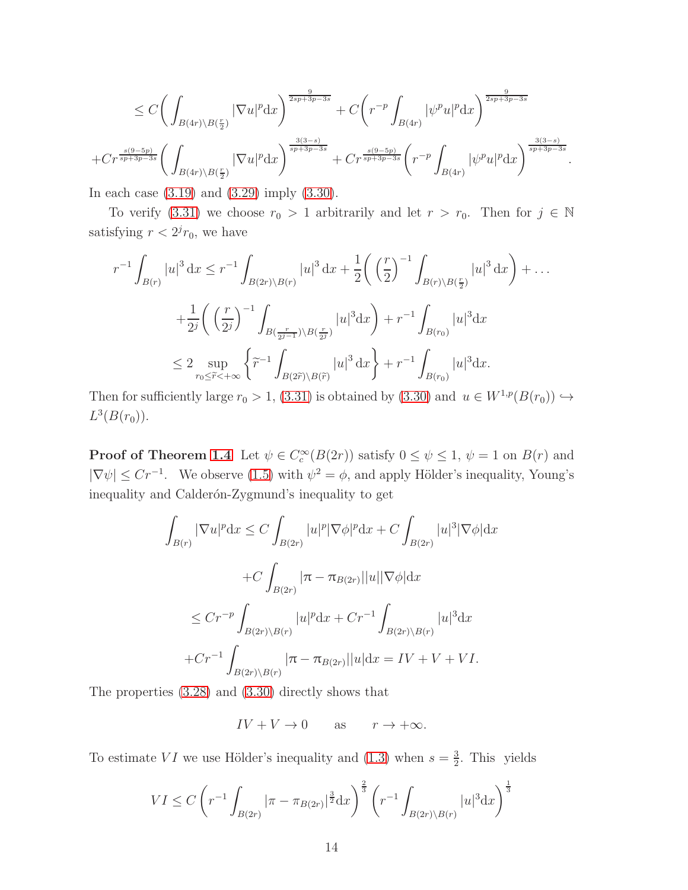$$
\leq C\bigg(\int_{B(4r)\setminus B(\frac{r}{2})}|\nabla u|^p \mathrm{d}x\bigg)^{\frac{9}{2sp+3p-3s}} + C\bigg(r^{-p}\int_{B(4r)}|\psi^p u|^p \mathrm{d}x\bigg)^{\frac{9}{2sp+3p-3s}}
$$

$$
+Cr^{\frac{s(9-5p)}{sp+3p-3s}}\bigg(\int_{B(4r)\setminus B(\frac{r}{2})}|\nabla u|^p \mathrm{d}x\bigg)^{\frac{3(3-s)}{sp+3p-3s}} + Cr^{\frac{s(9-5p)}{sp+3p-3s}}\bigg(r^{-p}\int_{B(4r)}|\psi^p u|^p \mathrm{d}x\bigg)^{\frac{3(3-s)}{sp+3p-3s}}.
$$

In each case (3.19) and (3.29) imply (3.30).

To verify (3.31) we choose $r_0 > 1$ arbitrarily and let $r > r_0$. Then for $j \in \mathbb{N}$ satisfying $r < 2^j r_0$, we have

$$
r^{-1}\int_{B(r)}|u|^3 \,\mathrm{d}x \leq r^{-1}\int_{B(2r)\setminus B(r)}|u|^3 \,\mathrm{d}x + \frac{1}{2}\bigg(\Big(\frac{r}{2}\Big)^{-1}\int_{B(r)\setminus B(\frac{r}{2})}|u|^3 \,\mathrm{d}x\bigg) + \dots
$$

$$
+\frac{1}{2^j}\bigg(\Big(\frac{r}{2^j}\Big)^{-1}\int_{B(\frac{r}{2^{j-1}})\setminus B(\frac{r}{2^j})}|u|^3 \mathrm{d}x\bigg) + r^{-1}\int_{B(r_0)}|u|^3 \mathrm{d}x
$$

$$
\leq 2\sup_{r_0\leq \widetilde{r}<+\infty}\bigg\{\widetilde{r}^{-1}\int_{B(2\widetilde{r})\setminus B(\widetilde{r})}|u|^3 \,\mathrm{d}x\bigg\} + r^{-1}\int_{B(r_0)}|u|^3 \mathrm{d}x.
$$

Then for sufficiently large $r_0 > 1$, (3.31) is obtained by (3.30) and $u \in W^{1,p}(B(r_0)) \hookrightarrow L^3(B(r_0))$.

**Proof of Theorem 1.4** Let $\psi \in C_c^\infty(B(2r))$ satisfy $0 \leq \psi \leq 1$, $\psi = 1$ on $B(r)$ and $|\nabla\psi| \leq Cr^{-1}$. We observe (1.5) with $\psi^2 = \phi$, and apply Hölder's inequality, Young's inequality and Calderón-Zygmund's inequality to get

$$
\int_{B(r)}|\nabla u|^p \mathrm{d}x \leq C\int_{B(2r)}|u|^p|\nabla\phi|^p \mathrm{d}x + C\int_{B(2r)}|u|^3|\nabla\phi|\mathrm{d}x
$$

$$
+C\int_{B(2r)}|\pi - \pi_{B(2r)}||u||\nabla\phi|\mathrm{d}x
$$

$$
\leq Cr^{-p}\int_{B(2r)\setminus B(r)}|u|^p \mathrm{d}x + Cr^{-1}\int_{B(2r)\setminus B(r)}|u|^3 \mathrm{d}x
$$

$$
+Cr^{-1}\int_{B(2r)\setminus B(r)}|\pi - \pi_{B(2r)}||u|\mathrm{d}x = IV + V + VI.
$$

The properties (3.28) and (3.30) directly shows that

$$
IV + V \to 0 \qquad \text{as} \qquad r \to +\infty.
$$

To estimate $VI$ we use Hölder's inequality and (1.3) when $s = \frac{3}{2}$. This yields

$$
VI \leq C\left(r^{-1}\int_{B(2r)}|\pi - \pi_{B(2r)}|^{\frac{3}{2}}\mathrm{d}x\right)^{\frac{2}{3}}\left(r^{-1}\int_{B(2r)\setminus B(r)}|u|^3 \mathrm{d}x\right)^{\frac{1}{3}}
$$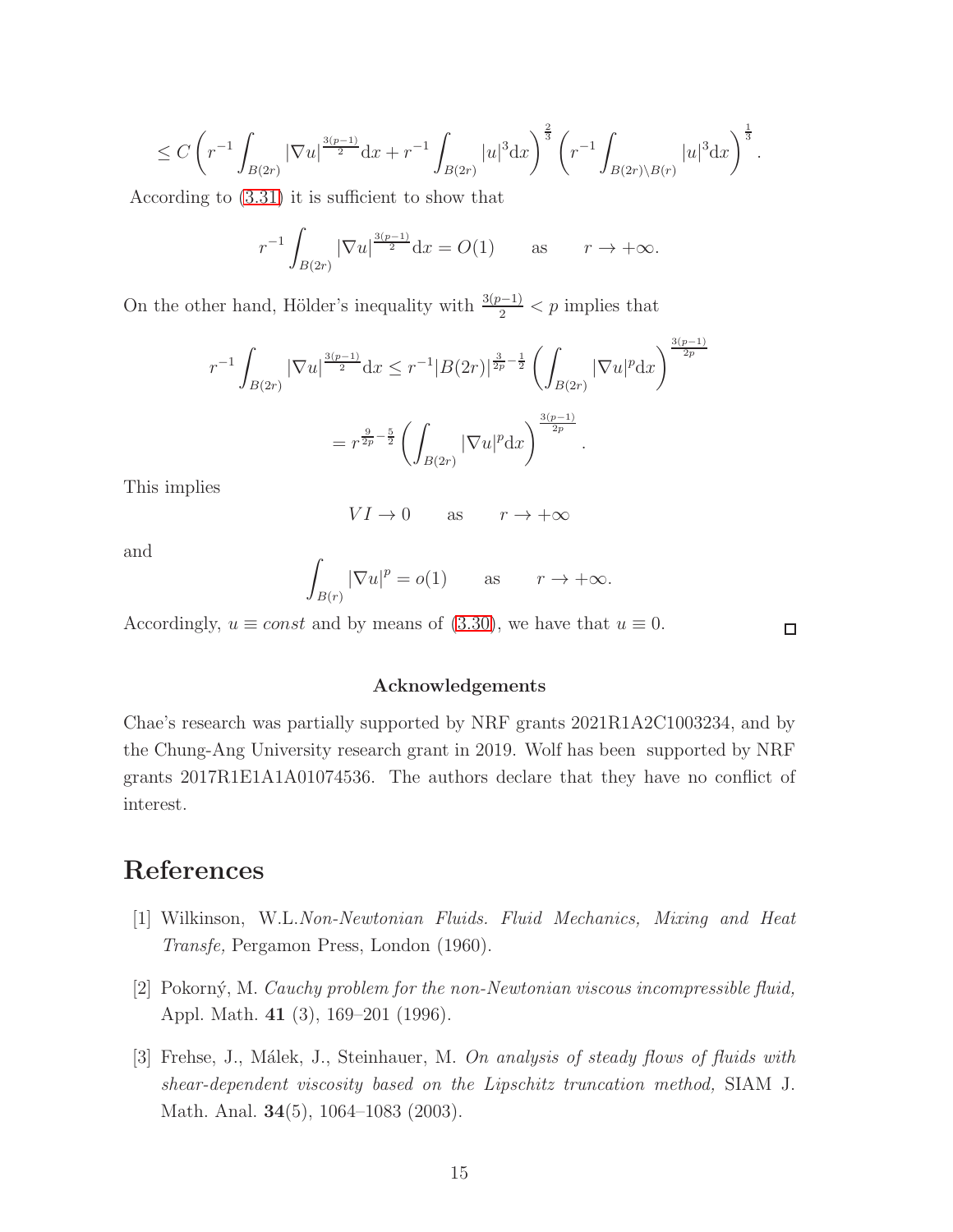$$
\leq C \left( r^{-1} \int_{B(2r)} |\nabla u|^{\frac{3(p-1)}{2}} \mathrm{d}x + r^{-1} \int_{B(2r)} |u|^3 \mathrm{d}x \right)^{\frac{2}{3}} \left( r^{-1} \int_{B(2r) \setminus B(r)} |u|^3 \mathrm{d}x \right)^{\frac{1}{3}}.
$$

According to (3.31) it is sufficient to show that

$$
r^{-1} \int_{B(2r)} |\nabla u|^{\frac{3(p-1)}{2}} \mathrm{d}x = O(1) \qquad \text{as} \qquad r \to +\infty.
$$

On the other hand, Hölder's inequality with $\frac{3(p-1)}{2} < p$ implies that

$$
r^{-1} \int_{B(2r)} |\nabla u|^{\frac{3(p-1)}{2}} \mathrm{d}x \leq r^{-1} |B(2r)|^{\frac{3}{2p} - \frac{1}{2}} \left( \int_{B(2r)} |\nabla u|^p \mathrm{d}x \right)^{\frac{3(p-1)}{2p}}
$$

$$
= r^{\frac{9}{2p} - \frac{5}{2}} \left( \int_{B(2r)} |\nabla u|^p \mathrm{d}x \right)^{\frac{3(p-1)}{2p}}.
$$

This implies

$$
VI \to 0 \qquad \text{as} \qquad r \to +\infty
$$

and

$$
\int_{B(r)} |\nabla u|^p = o(1) \qquad \text{as} \qquad r \to +\infty.
$$

Accordingly, $u \equiv const$ and by means of (3.30), we have that $u \equiv 0$. $\square$

### Acknowledgements

Chae's research was partially supported by NRF grants 2021R1A2C1003234, and by the Chung-Ang University research grant in 2019. Wolf has been supported by NRF grants 2017R1E1A1A01074536. The authors declare that they have no conflict of interest.

# References

[1] Wilkinson, W.L.*Non-Newtonian Fluids. Fluid Mechanics, Mixing and Heat Transfe,* Pergamon Press, London (1960).

[2] Pokorný, M. *Cauchy problem for the non-Newtonian viscous incompressible fluid,* Appl. Math. **41** (3), 169–201 (1996).

[3] Frehse, J., Málek, J., Steinhauer, M. *On analysis of steady flows of fluids with shear-dependent viscosity based on the Lipschitz truncation method,* SIAM J. Math. Anal. **34**(5), 1064–1083 (2003).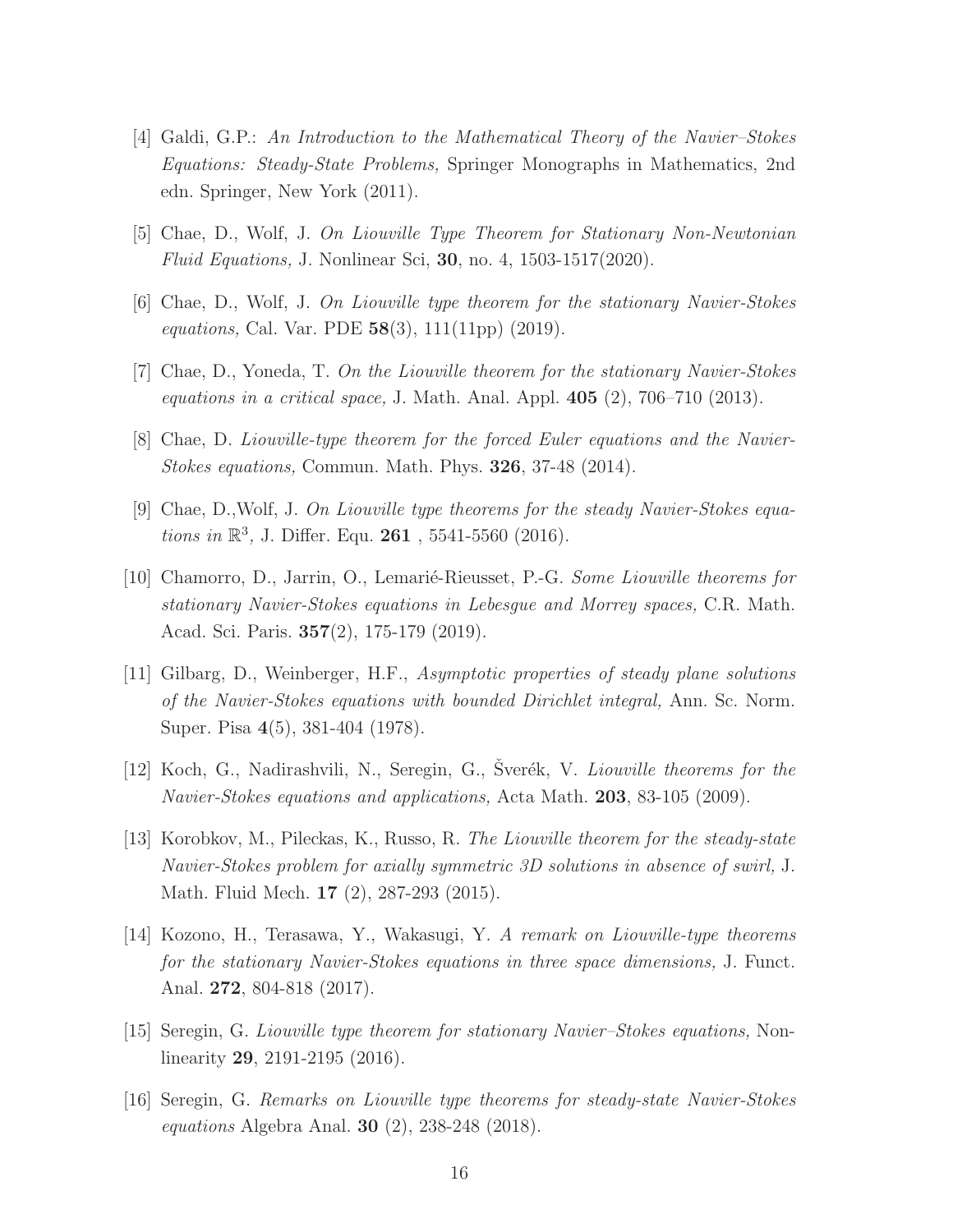[4] Galdi, G.P.: *An Introduction to the Mathematical Theory of the Navier–Stokes Equations: Steady-State Problems,* Springer Monographs in Mathematics, 2nd edn. Springer, New York (2011).

[5] Chae, D., Wolf, J. *On Liouville Type Theorem for Stationary Non-Newtonian Fluid Equations,* J. Nonlinear Sci, **30**, no. 4, 1503-1517(2020).

[6] Chae, D., Wolf, J. *On Liouville type theorem for the stationary Navier-Stokes equations,* Cal. Var. PDE **58**(3), 111(11pp) (2019).

[7] Chae, D., Yoneda, T. *On the Liouville theorem for the stationary Navier-Stokes equations in a critical space,* J. Math. Anal. Appl. **405** (2), 706–710 (2013).

[8] Chae, D. *Liouville-type theorem for the forced Euler equations and the Navier-Stokes equations,* Commun. Math. Phys. **326**, 37-48 (2014).

[9] Chae, D.,Wolf, J. *On Liouville type theorems for the steady Navier-Stokes equations in* $\mathbb{R}^3$*,* J. Differ. Equ. **261** , 5541-5560 (2016).

[10] Chamorro, D., Jarrin, O., Lemarié-Rieusset, P.-G. *Some Liouville theorems for stationary Navier-Stokes equations in Lebesgue and Morrey spaces,* C.R. Math. Acad. Sci. Paris. **357**(2), 175-179 (2019).

[11] Gilbarg, D., Weinberger, H.F., *Asymptotic properties of steady plane solutions of the Navier-Stokes equations with bounded Dirichlet integral,* Ann. Sc. Norm. Super. Pisa **4**(5), 381-404 (1978).

[12] Koch, G., Nadirashvili, N., Seregin, G., Šverék, V. *Liouville theorems for the Navier-Stokes equations and applications,* Acta Math. **203**, 83-105 (2009).

[13] Korobkov, M., Pileckas, K., Russo, R. *The Liouville theorem for the steady-state Navier-Stokes problem for axially symmetric 3D solutions in absence of swirl,* J. Math. Fluid Mech. **17** (2), 287-293 (2015).

[14] Kozono, H., Terasawa, Y., Wakasugi, Y. *A remark on Liouville-type theorems for the stationary Navier-Stokes equations in three space dimensions,* J. Funct. Anal. **272**, 804-818 (2017).

[15] Seregin, G. *Liouville type theorem for stationary Navier–Stokes equations,* Nonlinearity **29**, 2191-2195 (2016).

[16] Seregin, G. *Remarks on Liouville type theorems for steady-state Navier-Stokes equations* Algebra Anal. **30** (2), 238-248 (2018).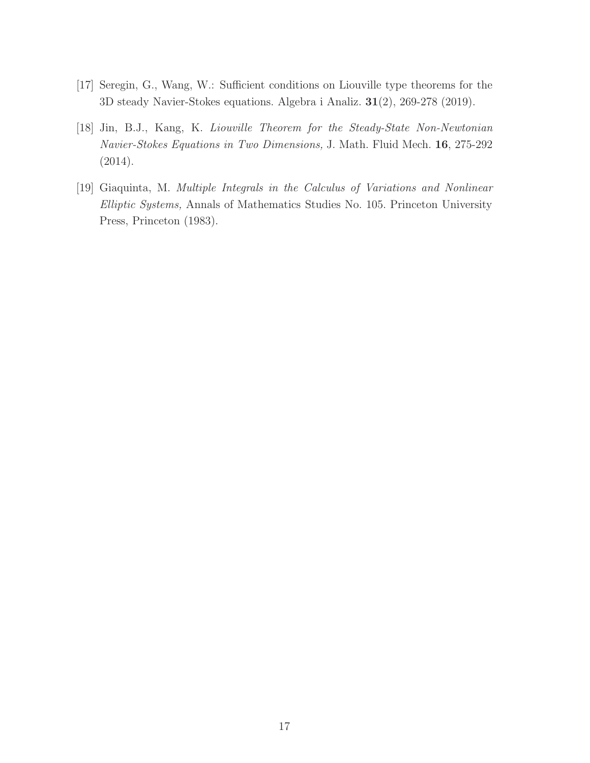[17] Seregin, G., Wang, W.: Sufficient conditions on Liouville type theorems for the 3D steady Navier-Stokes equations. Algebra i Analiz. **31**(2), 269-278 (2019).

[18] Jin, B.J., Kang, K. *Liouville Theorem for the Steady-State Non-Newtonian Navier-Stokes Equations in Two Dimensions,* J. Math. Fluid Mech. **16**, 275-292 (2014).

[19] Giaquinta, M. *Multiple Integrals in the Calculus of Variations and Nonlinear Elliptic Systems,* Annals of Mathematics Studies No. 105. Princeton University Press, Princeton (1983).